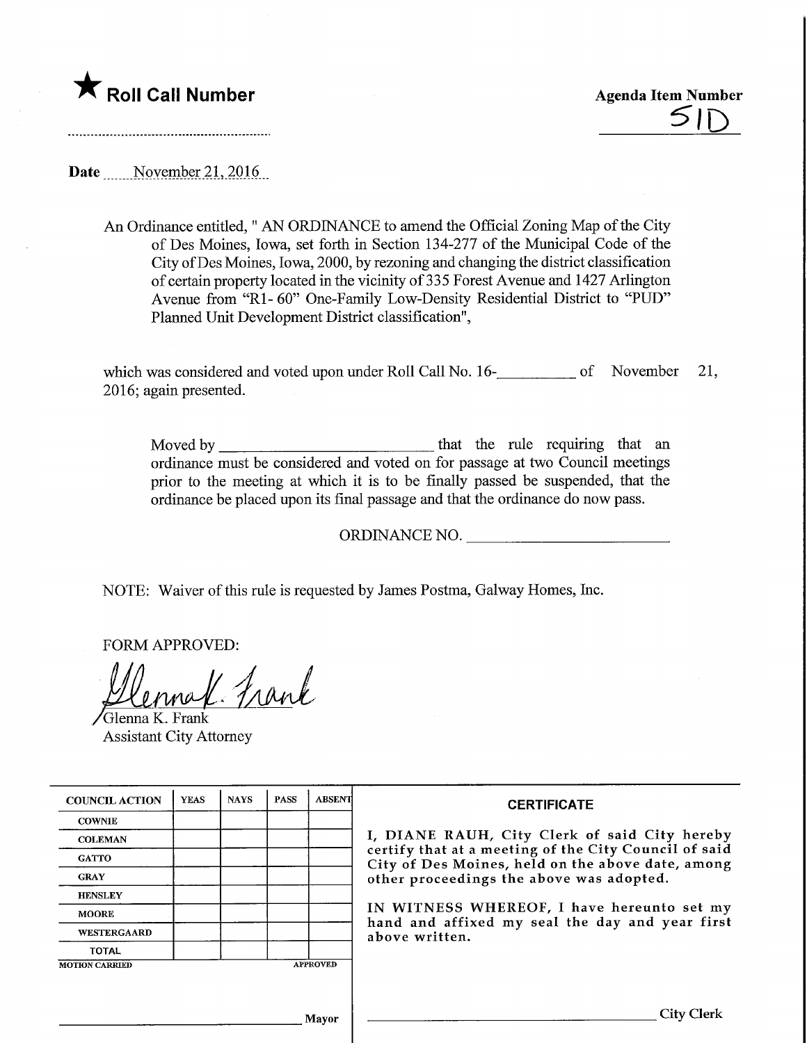★ **Roll Call Number**

**Agenda Item Number**
51D

**Date** November 21, 2016

An Ordinance entitled, " AN ORDINANCE to amend the Official Zoning Map of the City of Des Moines, Iowa, set forth in Section 134-277 of the Municipal Code of the City of Des Moines, Iowa, 2000, by rezoning and changing the district classification of certain property located in the vicinity of 335 Forest Avenue and 1427 Arlington Avenue from "R1- 60" One-Family Low-Density Residential District to "PUD" Planned Unit Development District classification",

which was considered and voted upon under Roll Call No. 16-__________ of November 21, 2016; again presented.

Moved by ______________________ that the rule requiring that an ordinance must be considered and voted on for passage at two Council meetings prior to the meeting at which it is to be finally passed be suspended, that the ordinance be placed upon its final passage and that the ordinance do now pass.

ORDINANCE NO. ______________________

NOTE: Waiver of this rule is requested by James Postma, Galway Homes, Inc.

FORM APPROVED:

Glenna K. Frank
Glenna K. Frank
Assistant City Attorney

| COUNCIL ACTION | YEAS | NAYS | PASS | ABSENT |
|---|---|---|---|---|
| COWNIE | | | | |
| COLEMAN | | | | |
| GATTO | | | | |
| GRAY | | | | |
| HENSLEY | | | | |
| MOORE | | | | |
| WESTERGAARD | | | | |
| TOTAL | | | | |

MOTION CARRIED APPROVED

______________________ Mayor

**CERTIFICATE**

I, DIANE RAUH, City Clerk of said City hereby certify that at a meeting of the City Council of said City of Des Moines, held on the above date, among other proceedings the above was adopted.

IN WITNESS WHEREOF, I have hereunto set my hand and affixed my seal the day and year first above written.

______________________ City Clerk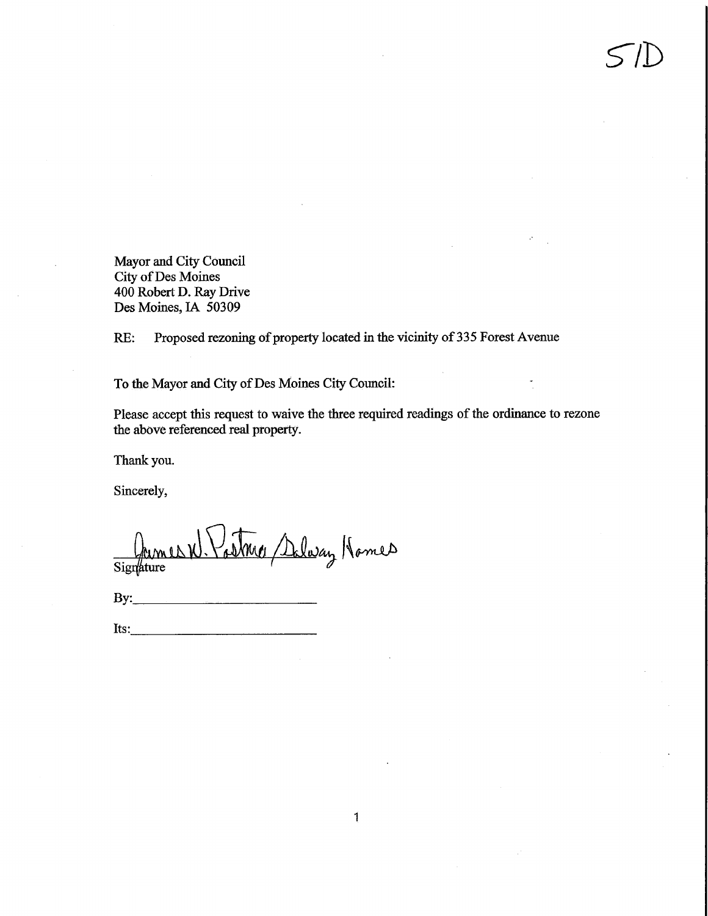5/D

Mayor and City Council
City of Des Moines
400 Robert D. Ray Drive
Des Moines, IA 50309

RE: Proposed rezoning of property located in the vicinity of 335 Forest Avenue

To the Mayor and City of Des Moines City Council:

Please accept this request to waive the three required readings of the ordinance to rezone the above referenced real property.

Thank you.

Sincerely,

James W. Postma / Dalway Homes
Signature

By:______________________

Its:______________________